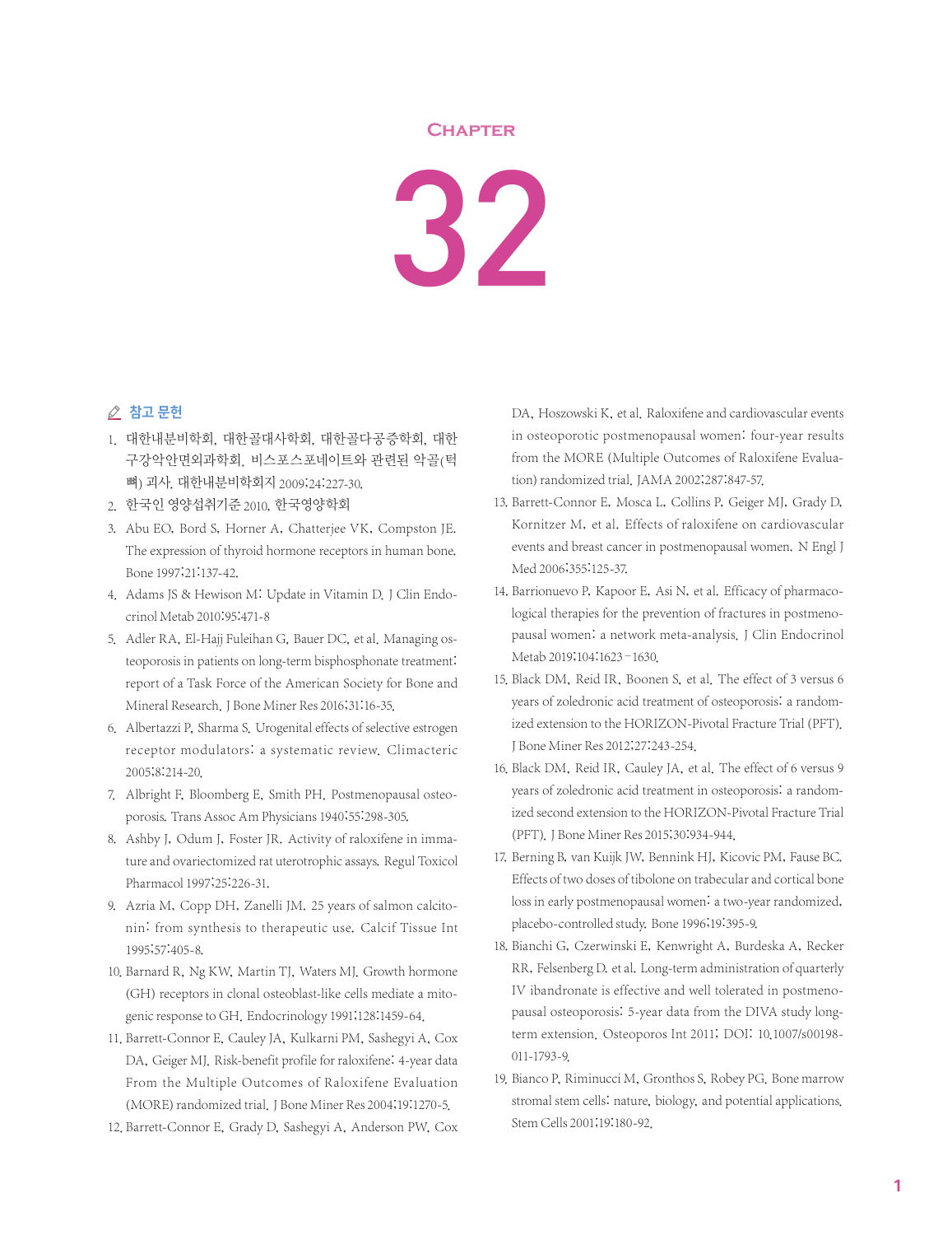# Chapter 32

## 참고 문헌

1. 대한내분비학회, 대한골대사학회, 대한골다공증학회, 대한구강악안면외과학회. 비스포스포네이트와 관련된 악골(턱뼈) 괴사. 대한내분비학회지 2009;24:227-30.
2. 한국인 영양섭취기준 2010. 한국영양학회
3. Abu EO, Bord S, Horner A, Chatterjee VK, Compston JE. The expression of thyroid hormone receptors in human bone. Bone 1997;21:137-42.
4. Adams JS & Hewison M: Update in Vitamin D. J Clin Endocrinol Metab 2010;95:471-8
5. Adler RA, El-Hajj Fuleihan G, Bauer DC, et al. Managing osteoporosis in patients on long-term bisphosphonate treatment: report of a Task Force of the American Society for Bone and Mineral Research. J Bone Miner Res 2016;31:16-35.
6. Albertazzi P, Sharma S. Urogenital effects of selective estrogen receptor modulators: a systematic review. Climacteric 2005;8:214-20.
7. Albright F, Bloomberg E, Smith PH. Postmenopausal osteoporosis. Trans Assoc Am Physicians 1940;55:298-305.
8. Ashby J, Odum J, Foster JR. Activity of raloxifene in immature and ovariectomized rat uterotrophic assays. Regul Toxicol Pharmacol 1997;25:226-31.
9. Azria M, Copp DH, Zanelli JM. 25 years of salmon calcitonin: from synthesis to therapeutic use. Calcif Tissue Int 1995;57:405-8.
10. Barnard R, Ng KW, Martin TJ, Waters MJ. Growth hormone (GH) receptors in clonal osteoblast-like cells mediate a mitogenic response to GH. Endocrinology 1991;128:1459-64.
11. Barrett-Connor E, Cauley JA, Kulkarni PM, Sashegyi A, Cox DA, Geiger MJ. Risk-benefit profile for raloxifene: 4-year data From the Multiple Outcomes of Raloxifene Evaluation (MORE) randomized trial. J Bone Miner Res 2004;19:1270-5.
12. Barrett-Connor E, Grady D, Sashegyi A, Anderson PW, Cox DA, Hoszowski K, et al. Raloxifene and cardiovascular events in osteoporotic postmenopausal women: four-year results from the MORE (Multiple Outcomes of Raloxifene Evaluation) randomized trial. JAMA 2002;287:847-57.
13. Barrett-Connor E, Mosca L, Collins P, Geiger MJ, Grady D, Kornitzer M, et al. Effects of raloxifene on cardiovascular events and breast cancer in postmenopausal women. N Engl J Med 2006;355:125-37.
14. Barrionuevo P, Kapoor E, Asi N, et al. Efficacy of pharmacological therapies for the prevention of fractures in postmenopausal women: a network meta-analysis. J Clin Endocrinol Metab 2019;104:1623–1630.
15. Black DM, Reid IR, Boonen S, et al. The effect of 3 versus 6 years of zoledronic acid treatment of osteoporosis: a randomized extension to the HORIZON-Pivotal Fracture Trial (PFT). J Bone Miner Res 2012;27:243-254.
16. Black DM, Reid IR, Cauley JA, et al. The effect of 6 versus 9 years of zoledronic acid treatment in osteoporosis: a randomized second extension to the HORIZON-Pivotal Fracture Trial (PFT). J Bone Miner Res 2015;30:934-944.
17. Berning B, van Kuijk JW, Bennink HJ, Kicovic PM, Fause BC. Effects of two doses of tibolone on trabecular and cortical bone loss in early postmenopausal women: a two-year randomized, placebo-controlled study. Bone 1996;19:395-9.
18. Bianchi G, Czerwinski E, Kenwright A, Burdeska A, Recker RR, Felsenberg D. et al. Long-term administration of quarterly IV ibandronate is effective and well tolerated in postmenopausal osteoporosis: 5-year data from the DIVA study long-term extension. Osteoporos Int 2011; DOI: 10.1007/s00198-011-1793-9.
19. Bianco P, Riminucci M, Gronthos S, Robey PG. Bone marrow stromal stem cells: nature, biology, and potential applications. Stem Cells 2001;19:180-92.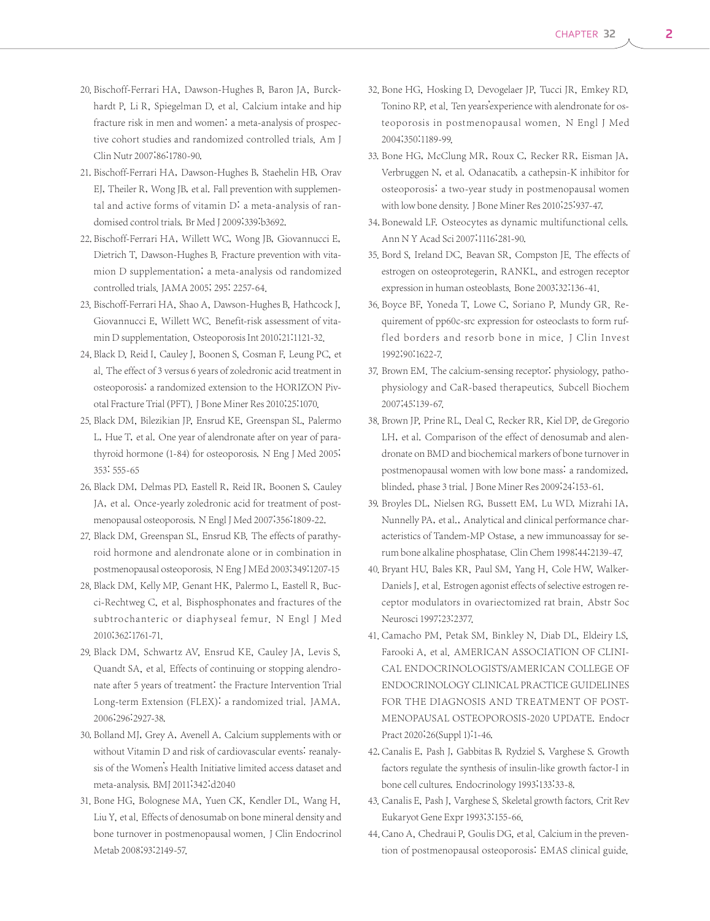20. Bischoff-Ferrari HA, Dawson-Hughes B, Baron JA, Burckhardt P, Li R, Spiegelman D, et al. Calcium intake and hip fracture risk in men and women: a meta-analysis of prospective cohort studies and randomized controlled trials. Am J Clin Nutr 2007;86:1780-90.
21. Bischoff-Ferrari HA, Dawson-Hughes B, Staehelin HB, Orav EJ, Theiler R, Wong JB, et al. Fall prevention with supplemental and active forms of vitamin D: a meta-analysis of randomised control trials. Br Med J 2009;339:b3692.
22. Bischoff-Ferrari HA, Willett WC, Wong JB, Giovannucci E, Dietrich T, Dawson-Hughes B. Fracture prevention with vitamion D supplementation; a meta-analysis od randomized controlled trials. JAMA 2005; 295: 2257-64.
23. Bischoff-Ferrari HA, Shao A, Dawson-Hughes B, Hathcock J, Giovannucci E, Willett WC. Benefit-risk assessment of vitamin D supplementation. Osteoporosis Int 2010;21:1121-32.
24. Black D, Reid I, Cauley J, Boonen S, Cosman F, Leung PC, et al. The effect of 3 versus 6 years of zoledronic acid treatment in osteoporosis: a randomized extension to the HORIZON Pivotal Fracture Trial (PFT). J Bone Miner Res 2010;25:1070.
25. Black DM, Bilezikian JP, Ensrud KE, Greenspan SL, Palermo L, Hue T, et al. One year of alendronate after on year of parathyroid hormone (1-84) for osteoporosis. N Eng J Med 2005; 353: 555-65
26. Black DM, Delmas PD, Eastell R, Reid IR, Boonen S, Cauley JA, et al. Once-yearly zoledronic acid for treatment of postmenopausal osteoporosis. N Engl J Med 2007;356:1809-22.
27. Black DM, Greenspan SL, Ensrud KB. The effects of parathyroid hormone and alendronate alone or in combination in postmenopausal osteoporosis. N Eng J MEd 2003;349:1207-15
28. Black DM, Kelly MP, Genant HK, Palermo L, Eastell R, Bucci-Rechtweg C, et al. Bisphosphonates and fractures of the subtrochanteric or diaphyseal femur. N Engl J Med 2010;362:1761-71.
29. Black DM, Schwartz AV, Ensrud KE, Cauley JA, Levis S, Quandt SA, et al. Effects of continuing or stopping alendronate after 5 years of treatment: the Fracture Intervention Trial Long-term Extension (FLEX): a randomized trial. JAMA. 2006;296:2927-38.
30. Bolland MJ, Grey A, Avenell A. Calcium supplements with or without Vitamin D and risk of cardiovascular events: reanalysis of the Women's Health Initiative limited access dataset and meta-analysis. BMJ 2011;342:d2040
31. Bone HG, Bolognese MA, Yuen CK, Kendler DL, Wang H, Liu Y, et al. Effects of denosumab on bone mineral density and bone turnover in postmenopausal women. J Clin Endocrinol Metab 2008;93:2149-57.
32. Bone HG, Hosking D, Devogelaer JP, Tucci JR, Emkey RD, Tonino RP, et al. Ten years'experience with alendronate for osteoporosis in postmenopausal women. N Engl J Med 2004;350:1189-99.
33. Bone HG, McClung MR, Roux C, Recker RR, Eisman JA, Verbruggen N, et al. Odanacatib, a cathepsin-K inhibitor for osteoporosis: a two-year study in postmenopausal women with low bone density. J Bone Miner Res 2010;25:937-47.
34. Bonewald LF. Osteocytes as dynamic multifunctional cells. Ann N Y Acad Sci 2007;1116:281-90.
35. Bord S, Ireland DC, Beavan SR, Compston JE. The effects of estrogen on osteoprotegerin, RANKL, and estrogen receptor expression in human osteoblasts. Bone 2003;32:136-41.
36. Boyce BF, Yoneda T, Lowe C, Soriano P, Mundy GR. Requirement of pp60c-src expression for osteoclasts to form ruffled borders and resorb bone in mice. J Clin Invest 1992;90:1622-7.
37. Brown EM. The calcium-sensing receptor: physiology, pathophysiology and CaR-based therapeutics. Subcell Biochem 2007;45:139-67.
38. Brown JP, Prine RL, Deal C, Recker RR, Kiel DP, de Gregorio LH, et al. Comparison of the effect of denosumab and alendronate on BMD and biochemical markers of bone turnover in postmenopausal women with low bone mass: a randomized, blinded, phase 3 trial. J Bone Miner Res 2009;24:153-61.
39. Broyles DL, Nielsen RG, Bussett EM, Lu WD, Mizrahi IA, Nunnelly PA, et al., Analytical and clinical performance characteristics of Tandem-MP Ostase, a new immunoassay for serum bone alkaline phosphatase. Clin Chem 1998;44:2139-47.
40. Bryant HU, Bales KR, Paul SM, Yang H, Cole HW, Walker-Daniels J, et al. Estrogen agonist effects of selective estrogen receptor modulators in ovariectomized rat brain. Abstr Soc Neurosci 1997;23:2377.
41. Camacho PM, Petak SM, Binkley N, Diab DL, Eldeiry LS, Farooki A, et al. AMERICAN ASSOCIATION OF CLINICAL ENDOCRINOLOGISTS/AMERICAN COLLEGE OF ENDOCRINOLOGY CLINICAL PRACTICE GUIDELINES FOR THE DIAGNOSIS AND TREATMENT OF POSTMENOPAUSAL OSTEOPOROSIS-2020 UPDATE. Endocr Pract 2020;26(Suppl 1):1-46.
42. Canalis E, Pash J, Gabbitas B, Rydziel S, Varghese S. Growth factors regulate the synthesis of insulin-like growth factor-I in bone cell cultures. Endocrinology 1993;133:33-8.
43. Canalis E, Pash J, Varghese S. Skeletal growth factors. Crit Rev Eukaryot Gene Expr 1993;3:155-66.
44. Cano A, Chedraui P, Goulis DG, et al. Calcium in the prevention of postmenopausal osteoporosis: EMAS clinical guide.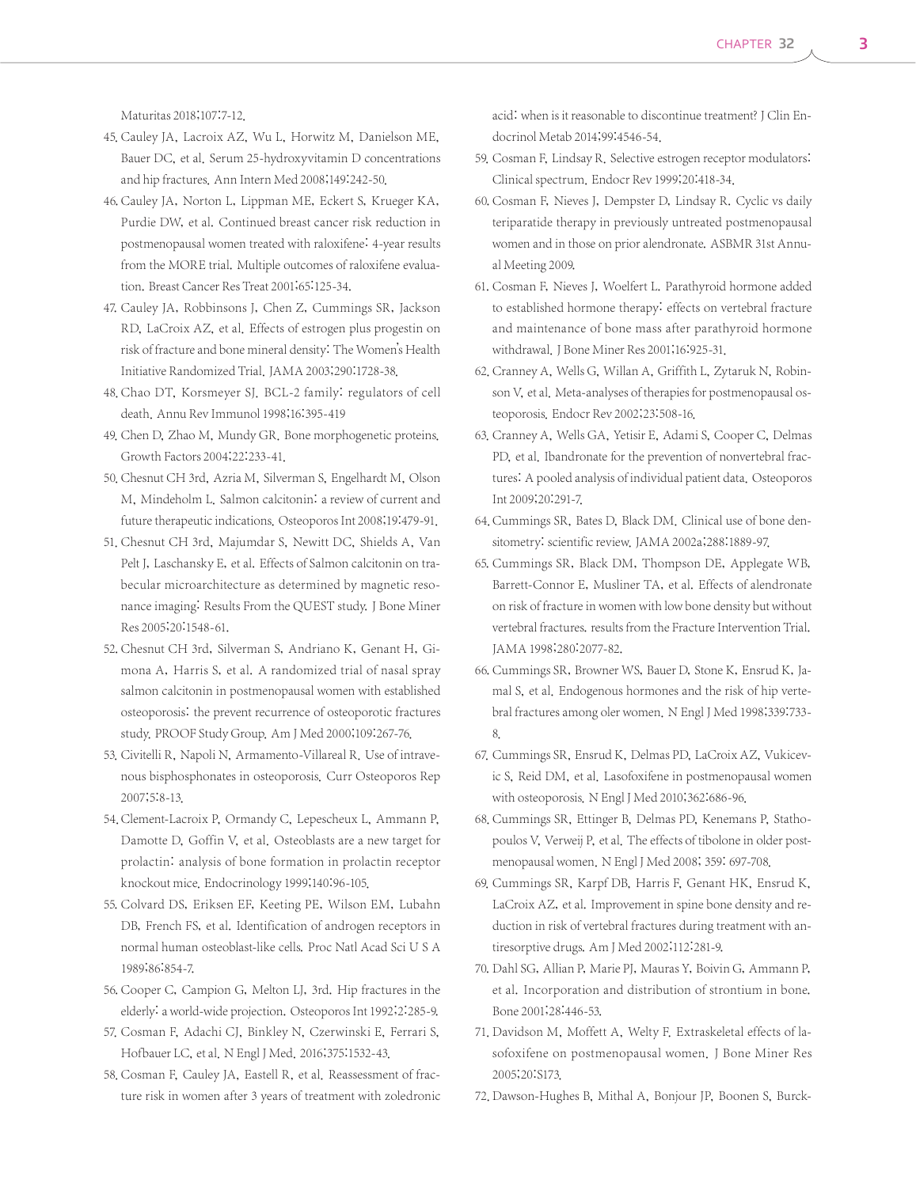Maturitas 2018;107:7-12.

45. Cauley JA, Lacroix AZ, Wu L, Horwitz M, Danielson ME, Bauer DC, et al. Serum 25-hydroxyvitamin D concentrations and hip fractures. Ann Intern Med 2008;149:242-50.
46. Cauley JA, Norton L, Lippman ME, Eckert S, Krueger KA, Purdie DW, et al. Continued breast cancer risk reduction in postmenopausal women treated with raloxifene: 4-year results from the MORE trial. Multiple outcomes of raloxifene evaluation. Breast Cancer Res Treat 2001;65:125-34.
47. Cauley JA, Robbinsons J, Chen Z, Cummings SR, Jackson RD, LaCroix AZ, et al. Effects of estrogen plus progestin on risk of fracture and bone mineral density: The Women's Health Initiative Randomized Trial. JAMA 2003;290:1728-38.
48. Chao DT, Korsmeyer SJ. BCL-2 family: regulators of cell death. Annu Rev Immunol 1998;16:395-419
49. Chen D, Zhao M, Mundy GR. Bone morphogenetic proteins. Growth Factors 2004;22:233-41.
50. Chesnut CH 3rd, Azria M, Silverman S, Engelhardt M, Olson M, Mindeholm L. Salmon calcitonin: a review of current and future therapeutic indications. Osteoporos Int 2008;19:479-91.
51. Chesnut CH 3rd, Majumdar S, Newitt DC, Shields A, Van Pelt J, Laschansky E, et al. Effects of Salmon calcitonin on trabecular microarchitecture as determined by magnetic resonance imaging: Results From the QUEST study. J Bone Miner Res 2005;20:1548-61.
52. Chesnut CH 3rd, Silverman S, Andriano K, Genant H, Gimona A, Harris S, et al. A randomized trial of nasal spray salmon calcitonin in postmenopausal women with established osteoporosis: the prevent recurrence of osteoporotic fractures study. PROOF Study Group. Am J Med 2000;109:267-76.
53. Civitelli R, Napoli N, Armamento-Villareal R. Use of intravenous bisphosphonates in osteoporosis. Curr Osteoporos Rep 2007;5:8-13.
54. Clement-Lacroix P, Ormandy C, Lepescheux L, Ammann P, Damotte D, Goffin V, et al. Osteoblasts are a new target for prolactin: analysis of bone formation in prolactin receptor knockout mice. Endocrinology 1999;140:96-105.
55. Colvard DS, Eriksen EF, Keeting PE, Wilson EM, Lubahn DB, French FS, et al. Identification of androgen receptors in normal human osteoblast-like cells. Proc Natl Acad Sci U S A 1989;86:854-7.
56. Cooper C, Campion G, Melton LJ, 3rd. Hip fractures in the elderly: a world-wide projection. Osteoporos Int 1992;2:285-9.
57. Cosman F, Adachi CJ, Binkley N, Czerwinski E, Ferrari S, Hofbauer LC, et al. N Engl J Med. 2016;375:1532-43.
58. Cosman F, Cauley JA, Eastell R, et al. Reassessment of fracture risk in women after 3 years of treatment with zoledronic acid: when is it reasonable to discontinue treatment? J Clin Endocrinol Metab 2014;99:4546-54.
59. Cosman F, Lindsay R. Selective estrogen receptor modulators: Clinical spectrum. Endocr Rev 1999;20:418-34.
60. Cosman F, Nieves J, Dempster D, Lindsay R. Cyclic vs daily teriparatide therapy in previously untreated postmenopausal women and in those on prior alendronate. ASBMR 31st Annual Meeting 2009.
61. Cosman F, Nieves J, Woelfert L. Parathyroid hormone added to established hormone therapy: effects on vertebral fracture and maintenance of bone mass after parathyroid hormone withdrawal. J Bone Miner Res 2001;16:925-31.
62. Cranney A, Wells G, Willan A, Griffith L, Zytaruk N, Robinson V, et al. Meta-analyses of therapies for postmenopausal osteoporosis. Endocr Rev 2002;23:508-16.
63. Cranney A, Wells GA, Yetisir E, Adami S, Cooper C, Delmas PD, et al. Ibandronate for the prevention of nonvertebral fractures: A pooled analysis of individual patient data. Osteoporos Int 2009;20:291-7.
64. Cummings SR, Bates D, Black DM. Clinical use of bone densitometry: scientific review. JAMA 2002a;288:1889-97.
65. Cummings SR, Black DM, Thompson DE, Applegate WB, Barrett-Connor E, Musliner TA, et al. Effects of alendronate on risk of fracture in women with low bone density but without vertebral fractures. results from the Fracture Intervention Trial. JAMA 1998;280:2077-82.
66. Cummings SR, Browner WS, Bauer D, Stone K, Ensrud K, Jamal S, et al. Endogenous hormones and the risk of hip vertebral fractures among oler women. N Engl J Med 1998;339:733-8.
67. Cummings SR, Ensrud K, Delmas PD, LaCroix AZ, Vukicevic S, Reid DM, et al. Lasofoxifene in postmenopausal women with osteoporosis. N Engl J Med 2010;362:686-96.
68. Cummings SR, Ettinger B, Delmas PD, Kenemans P, Stathopoulos V, Verweij P, et al. The effects of tibolone in older postmenopausal women. N Engl J Med 2008; 359: 697-708.
69. Cummings SR, Karpf DB, Harris F, Genant HK, Ensrud K, LaCroix AZ, et al. Improvement in spine bone density and reduction in risk of vertebral fractures during treatment with antiresorptive drugs. Am J Med 2002;112:281-9.
70. Dahl SG, Allian P, Marie PJ, Mauras Y, Boivin G, Ammann P, et al. Incorporation and distribution of strontium in bone. Bone 2001;28:446-53.
71. Davidson M, Moffett A, Welty F. Extraskeletal effects of lasofoxifene on postmenopausal women. J Bone Miner Res 2005;20:S173.
72. Dawson-Hughes B, Mithal A, Bonjour JP, Boonen S, Burck-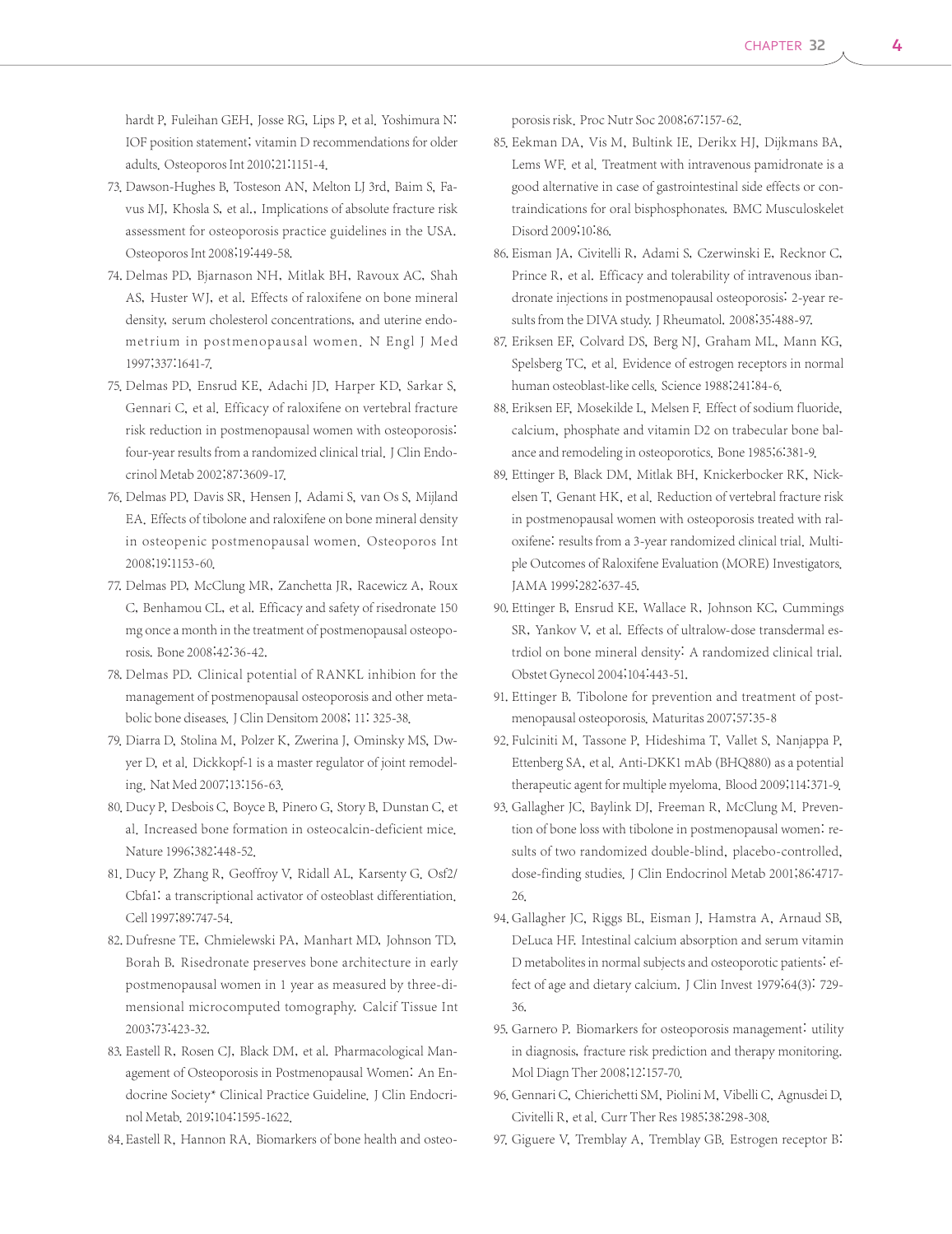hardt P, Fuleihan GEH, Josse RG, Lips P, et al. Yoshimura N: IOF position statement; vitamin D recommendations for older adults. Osteoporos Int 2010;21:1151-4.

73. Dawson-Hughes B, Tosteson AN, Melton LJ 3rd, Baim S, Favus MJ, Khosla S, et al., Implications of absolute fracture risk assessment for osteoporosis practice guidelines in the USA. Osteoporos Int 2008;19:449-58.
74. Delmas PD, Bjarnason NH, Mitlak BH, Ravoux AC, Shah AS, Huster WJ, et al. Effects of raloxifene on bone mineral density, serum cholesterol concentrations, and uterine endometrium in postmenopausal women. N Engl J Med 1997;337:1641-7.
75. Delmas PD, Ensrud KE, Adachi JD, Harper KD, Sarkar S, Gennari C, et al. Efficacy of raloxifene on vertebral fracture risk reduction in postmenopausal women with osteoporosis: four-year results from a randomized clinical trial. J Clin Endocrinol Metab 2002;87:3609-17.
76. Delmas PD, Davis SR, Hensen J, Adami S, van Os S, Mijland EA. Effects of tibolone and raloxifene on bone mineral density in osteopenic postmenopausal women. Osteoporos Int 2008;19:1153-60.
77. Delmas PD, McClung MR, Zanchetta JR, Racewicz A, Roux C, Benhamou CL, et al. Efficacy and safety of risedronate 150 mg once a month in the treatment of postmenopausal osteoporosis. Bone 2008;42:36-42.
78. Delmas PD. Clinical potential of RANKL inhibion for the management of postmenopausal osteoporosis and other metabolic bone diseases. J Clin Densitom 2008; 11: 325-38.
79. Diarra D, Stolina M, Polzer K, Zwerina J, Ominsky MS, Dwyer D, et al. Dickkopf-1 is a master regulator of joint remodeling. Nat Med 2007;13:156-63.
80. Ducy P, Desbois C, Boyce B, Pinero G, Story B, Dunstan C, et al. Increased bone formation in osteocalcin-deficient mice. Nature 1996;382:448-52.
81. Ducy P, Zhang R, Geoffroy V, Ridall AL, Karsenty G. Osf2/Cbfa1: a transcriptional activator of osteoblast differentiation. Cell 1997;89:747-54.
82. Dufresne TE, Chmielewski PA, Manhart MD, Johnson TD, Borah B. Risedronate preserves bone architecture in early postmenopausal women in 1 year as measured by three-dimensional microcomputed tomography. Calcif Tissue Int 2003;73:423-32.
83. Eastell R, Rosen CJ, Black DM, et al. Pharmacological Management of Osteoporosis in Postmenopausal Women: An Endocrine Society* Clinical Practice Guideline. J Clin Endocrinol Metab. 2019;104:1595-1622.
84. Eastell R, Hannon RA. Biomarkers of bone health and osteoporosis risk. Proc Nutr Soc 2008;67:157-62.
85. Eekman DA, Vis M, Bultink IE, Derikx HJ, Dijkmans BA, Lems WF. et al. Treatment with intravenous pamidronate is a good alternative in case of gastrointestinal side effects or contraindications for oral bisphosphonates. BMC Musculoskelet Disord 2009;10:86.
86. Eisman JA, Civitelli R, Adami S, Czerwinski E, Recknor C, Prince R, et al. Efficacy and tolerability of intravenous ibandronate injections in postmenopausal osteoporosis: 2-year results from the DIVA study. J Rheumatol. 2008;35:488-97.
87. Eriksen EF, Colvard DS, Berg NJ, Graham ML, Mann KG, Spelsberg TC, et al. Evidence of estrogen receptors in normal human osteoblast-like cells. Science 1988;241:84-6.
88. Eriksen EF, Mosekilde L, Melsen F. Effect of sodium fluoride, calcium, phosphate and vitamin D2 on trabecular bone balance and remodeling in osteoporotics. Bone 1985;6:381-9.
89. Ettinger B, Black DM, Mitlak BH, Knickerbocker RK, Nickelsen T, Genant HK, et al. Reduction of vertebral fracture risk in postmenopausal women with osteoporosis treated with raloxifene: results from a 3-year randomized clinical trial. Multiple Outcomes of Raloxifene Evaluation (MORE) Investigators. JAMA 1999;282:637-45.
90. Ettinger B, Ensrud KE, Wallace R, Johnson KC, Cummings SR, Yankov V, et al. Effects of ultralow-dose transdermal estrdiol on bone mineral density: A randomized clinical trial. Obstet Gynecol 2004;104:443-51.
91. Ettinger B. Tibolone for prevention and treatment of postmenopausal osteoporosis. Maturitas 2007;57:35-8
92. Fulciniti M, Tassone P, Hideshima T, Vallet S, Nanjappa P, Ettenberg SA, et al. Anti-DKK1 mAb (BHQ880) as a potential therapeutic agent for multiple myeloma. Blood 2009;114:371-9.
93. Gallagher JC, Baylink DJ, Freeman R, McClung M. Prevention of bone loss with tibolone in postmenopausal women: results of two randomized double-blind, placebo-controlled, dose-finding studies. J Clin Endocrinol Metab 2001;86:4717-26.
94. Gallagher JC, Riggs BL, Eisman J, Hamstra A, Arnaud SB, DeLuca HF. Intestinal calcium absorption and serum vitamin D metabolites in normal subjects and osteoporotic patients: effect of age and dietary calcium. J Clin Invest 1979;64(3): 729-36.
95. Garnero P. Biomarkers for osteoporosis management: utility in diagnosis, fracture risk prediction and therapy monitoring. Mol Diagn Ther 2008;12:157-70.
96. Gennari C, Chierichetti SM, Piolini M, Vibelli C, Agnusdei D, Civitelli R, et al. Curr Ther Res 1985;38:298-308.
97. Giguere V, Tremblay A, Tremblay GB. Estrogen receptor B: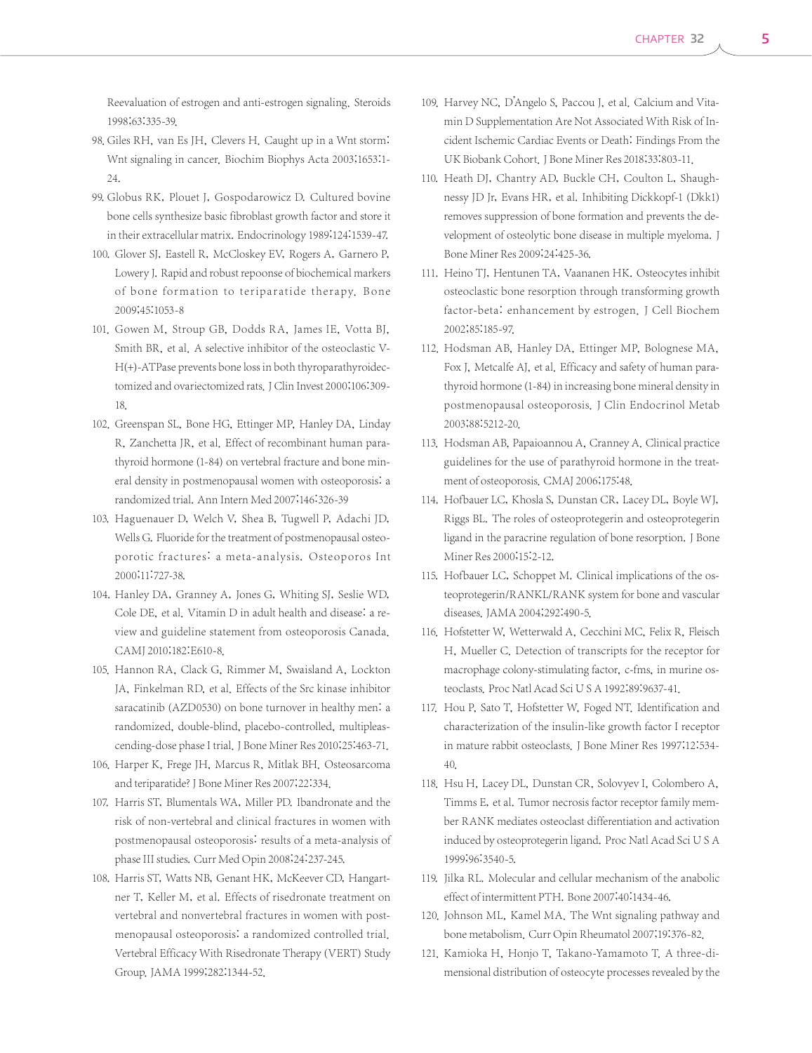Reevaluation of estrogen and anti-estrogen signaling. Steroids 1998;63:335-39.

98. Giles RH, van Es JH, Clevers H. Caught up in a Wnt storm: Wnt signaling in cancer. Biochim Biophys Acta 2003;1653:1-24.
99. Globus RK, Plouet J, Gospodarowicz D. Cultured bovine bone cells synthesize basic fibroblast growth factor and store it in their extracellular matrix. Endocrinology 1989;124:1539-47.
100. Glover SJ, Eastell R, McCloskey EV, Rogers A, Garnero P, Lowery J. Rapid and robust repoonse of biochemical markers of bone formation to teriparatide therapy. Bone 2009;45:1053-8
101. Gowen M, Stroup GB, Dodds RA, James IE, Votta BJ, Smith BR, et al. A selective inhibitor of the osteoclastic V-H(+)-ATPase prevents bone loss in both thyroparathyroidectomized and ovariectomized rats. J Clin Invest 2000;106:309-18.
102. Greenspan SL, Bone HG, Ettinger MP, Hanley DA, Linday R, Zanchetta JR, et al. Effect of recombinant human parathyroid hormone (1-84) on vertebral fracture and bone mineral density in postmenopausal women with osteoporosis: a randomized trial. Ann Intern Med 2007;146:326-39
103. Haguenauer D, Welch V, Shea B, Tugwell P, Adachi JD, Wells G. Fluoride for the treatment of postmenopausal osteoporotic fractures: a meta-analysis. Osteoporos Int 2000;11:727-38.
104. Hanley DA, Granney A, Jones G, Whiting SJ, Seslie WD, Cole DE, et al. Vitamin D in adult health and disease: a review and guideline statement from osteoporosis Canada. CAMJ 2010;182:E610-8.
105. Hannon RA, Clack G, Rimmer M, Swaisland A, Lockton JA, Finkelman RD, et al. Effects of the Src kinase inhibitor saracatinib (AZD0530) on bone turnover in healthy men: a randomized, double-blind, placebo-controlled, multipleascending-dose phase I trial. J Bone Miner Res 2010;25:463-71.
106. Harper K, Frege JH, Marcus R, Mitlak BH. Osteosarcoma and teriparatide? J Bone Miner Res 2007;22:334.
107. Harris ST, Blumentals WA, Miller PD. Ibandronate and the risk of non-vertebral and clinical fractures in women with postmenopausal osteoporosis: results of a meta-analysis of phase III studies. Curr Med Opin 2008;24:237-245.
108. Harris ST, Watts NB, Genant HK, McKeever CD, Hangartner T, Keller M, et al. Effects of risedronate treatment on vertebral and nonvertebral fractures in women with postmenopausal osteoporosis: a randomized controlled trial. Vertebral Efficacy With Risedronate Therapy (VERT) Study Group. JAMA 1999;282:1344-52.
109. Harvey NC, D'Angelo S, Paccou J, et al. Calcium and Vitamin D Supplementation Are Not Associated With Risk of Incident Ischemic Cardiac Events or Death: Findings From the UK Biobank Cohort. J Bone Miner Res 2018;33:803-11.
110. Heath DJ, Chantry AD, Buckle CH, Coulton L, Shaughnessy JD Jr, Evans HR, et al. Inhibiting Dickkopf-1 (Dkk1) removes suppression of bone formation and prevents the development of osteolytic bone disease in multiple myeloma. J Bone Miner Res 2009;24:425-36.
111. Heino TJ, Hentunen TA, Vaananen HK. Osteocytes inhibit osteoclastic bone resorption through transforming growth factor-beta: enhancement by estrogen. J Cell Biochem 2002;85:185-97.
112. Hodsman AB, Hanley DA, Ettinger MP, Bolognese MA, Fox J, Metcalfe AJ, et al. Efficacy and safety of human parathyroid hormone (1-84) in increasing bone mineral density in postmenopausal osteoporosis. J Clin Endocrinol Metab 2003;88:5212-20.
113. Hodsman AB, Papaioannou A, Cranney A. Clinical practice guidelines for the use of parathyroid hormone in the treatment of osteoporosis. CMAJ 2006;175:48.
114. Hofbauer LC, Khosla S, Dunstan CR, Lacey DL, Boyle WJ, Riggs BL. The roles of osteoprotegerin and osteoprotegerin ligand in the paracrine regulation of bone resorption. J Bone Miner Res 2000;15:2-12.
115. Hofbauer LC, Schoppet M. Clinical implications of the osteoprotegerin/RANKL/RANK system for bone and vascular diseases. JAMA 2004;292:490-5.
116. Hofstetter W, Wetterwald A, Cecchini MC, Felix R, Fleisch H, Mueller C. Detection of transcripts for the receptor for macrophage colony-stimulating factor, c-fms, in murine osteoclasts. Proc Natl Acad Sci U S A 1992;89:9637-41.
117. Hou P, Sato T, Hofstetter W, Foged NT. Identification and characterization of the insulin-like growth factor I receptor in mature rabbit osteoclasts. J Bone Miner Res 1997;12:534-40.
118. Hsu H, Lacey DL, Dunstan CR, Solovyev I, Colombero A, Timms E, et al. Tumor necrosis factor receptor family member RANK mediates osteoclast differentiation and activation induced by osteoprotegerin ligand. Proc Natl Acad Sci U S A 1999;96:3540-5.
119. Jilka RL. Molecular and cellular mechanism of the anabolic effect of intermittent PTH. Bone 2007;40:1434-46.
120. Johnson ML, Kamel MA. The Wnt signaling pathway and bone metabolism. Curr Opin Rheumatol 2007;19:376-82.
121. Kamioka H, Honjo T, Takano-Yamamoto T. A three-dimensional distribution of osteocyte processes revealed by the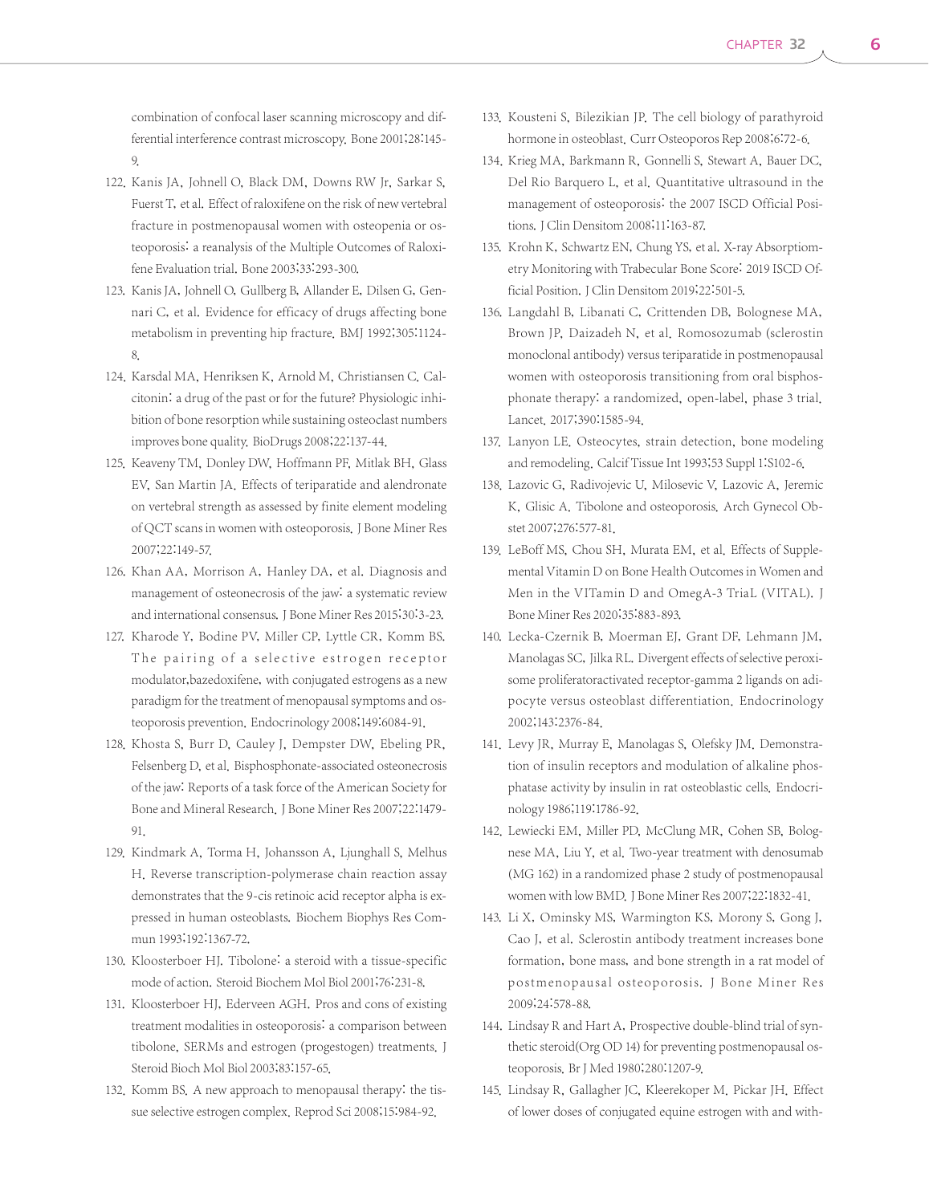combination of confocal laser scanning microscopy and differential interference contrast microscopy. Bone 2001;28:145-9.

122. Kanis JA, Johnell O, Black DM, Downs RW Jr, Sarkar S, Fuerst T, et al. Effect of raloxifene on the risk of new vertebral fracture in postmenopausal women with osteopenia or osteoporosis: a reanalysis of the Multiple Outcomes of Raloxifene Evaluation trial. Bone 2003;33:293-300.
123. Kanis JA, Johnell O, Gullberg B, Allander E, Dilsen G, Gennari C, et al. Evidence for efficacy of drugs affecting bone metabolism in preventing hip fracture. BMJ 1992;305:1124-8.
124. Karsdal MA, Henriksen K, Arnold M, Christiansen C. Calcitonin: a drug of the past or for the future? Physiologic inhibition of bone resorption while sustaining osteoclast numbers improves bone quality. BioDrugs 2008;22:137-44.
125. Keaveny TM, Donley DW, Hoffmann PF, Mitlak BH, Glass EV, San Martin JA. Effects of teriparatide and alendronate on vertebral strength as assessed by finite element modeling of QCT scans in women with osteoporosis. J Bone Miner Res 2007;22:149-57.
126. Khan AA, Morrison A, Hanley DA, et al. Diagnosis and management of osteonecrosis of the jaw: a systematic review and international consensus. J Bone Miner Res 2015;30:3-23.
127. Kharode Y, Bodine PV, Miller CP, Lyttle CR, Komm BS. The pairing of a selective estrogen receptor modulator,bazedoxifene, with conjugated estrogens as a new paradigm for the treatment of menopausal symptoms and osteoporosis prevention. Endocrinology 2008;149:6084-91.
128. Khosta S, Burr D, Cauley J, Dempster DW, Ebeling PR, Felsenberg D, et al. Bisphosphonate-associated osteonecrosis of the jaw: Reports of a task force of the American Society for Bone and Mineral Research. J Bone Miner Res 2007;22:1479-91.
129. Kindmark A, Torma H, Johansson A, Ljunghall S, Melhus H. Reverse transcription-polymerase chain reaction assay demonstrates that the 9-cis retinoic acid receptor alpha is expressed in human osteoblasts. Biochem Biophys Res Commun 1993;192:1367-72.
130. Kloosterboer HJ. Tibolone: a steroid with a tissue-specific mode of action. Steroid Biochem Mol Biol 2001;76:231-8.
131. Kloosterboer HJ, Ederveen AGH. Pros and cons of existing treatment modalities in osteoporosis: a comparison between tibolone, SERMs and estrogen (progestogen) treatments. J Steroid Bioch Mol Biol 2003;83:157-65.
132. Komm BS. A new approach to menopausal therapy: the tissue selective estrogen complex. Reprod Sci 2008;15:984-92.
133. Kousteni S, Bilezikian JP. The cell biology of parathyroid hormone in osteoblast. Curr Osteoporos Rep 2008;6:72-6.
134. Krieg MA, Barkmann R, Gonnelli S, Stewart A, Bauer DC, Del Rio Barquero L, et al. Quantitative ultrasound in the management of osteoporosis: the 2007 ISCD Official Positions. J Clin Densitom 2008;11:163-87.
135. Krohn K, Schwartz EN, Chung YS, et al. X-ray Absorptiometry Monitoring with Trabecular Bone Score: 2019 ISCD Official Position. J Clin Densitom 2019;22:501-5.
136. Langdahl B, Libanati C, Crittenden DB, Bolognese MA, Brown JP, Daizadeh N, et al. Romosozumab (sclerostin monoclonal antibody) versus teriparatide in postmenopausal women with osteoporosis transitioning from oral bisphosphonate therapy: a randomized, open-label, phase 3 trial. Lancet. 2017;390:1585-94.
137. Lanyon LE. Osteocytes, strain detection, bone modeling and remodeling. Calcif Tissue Int 1993;53 Suppl 1:S102-6.
138. Lazovic G, Radivojevic U, Milosevic V, Lazovic A, Jeremic K, Glisic A. Tibolone and osteoporosis. Arch Gynecol Obstet 2007;276:577-81.
139. LeBoff MS, Chou SH, Murata EM, et al. Effects of Supplemental Vitamin D on Bone Health Outcomes in Women and Men in the VITamin D and OmegA-3 TriaL (VITAL). J Bone Miner Res 2020;35:883-893.
140. Lecka-Czernik B, Moerman EJ, Grant DF, Lehmann JM, Manolagas SC, Jilka RL. Divergent effects of selective peroxisome proliferatoractivated receptor-gamma 2 ligands on adipocyte versus osteoblast differentiation. Endocrinology 2002;143:2376-84.
141. Levy JR, Murray E, Manolagas S, Olefsky JM. Demonstration of insulin receptors and modulation of alkaline phosphatase activity by insulin in rat osteoblastic cells. Endocrinology 1986;119:1786-92.
142. Lewiecki EM, Miller PD, McClung MR, Cohen SB, Bolognese MA, Liu Y, et al. Two-year treatment with denosumab (MG 162) in a randomized phase 2 study of postmenopausal women with low BMD. J Bone Miner Res 2007;22:1832-41.
143. Li X, Ominsky MS, Warmington KS, Morony S, Gong J, Cao J, et al. Sclerostin antibody treatment increases bone formation, bone mass, and bone strength in a rat model of postmenopausal osteoporosis. J Bone Miner Res 2009;24:578-88.
144. Lindsay R and Hart A, Prospective double-blind trial of synthetic steroid(Org OD 14) for preventing postmenopausal osteoporosis. Br J Med 1980;280:1207-9.
145. Lindsay R, Gallagher JC, Kleerekoper M, Pickar JH. Effect of lower doses of conjugated equine estrogen with and with-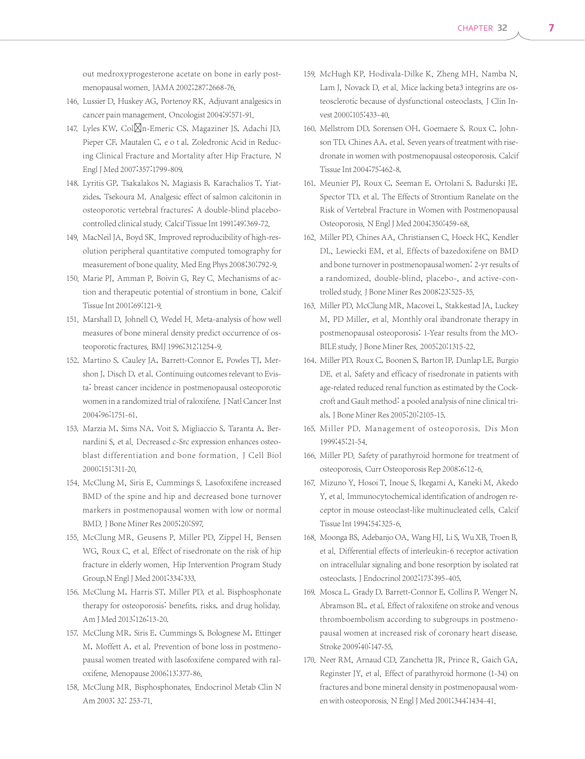out medroxyprogesterone acetate on bone in early postmenopausal women. JAMA 2002;287:2668-76.

146. Lussier D, Huskey AG, Portenoy RK. Adjuvant analgesics in cancer pain management. Oncologist 2004;9:571-91.

147. Lyles KW, Col⊠n-Emeric CS, Magaziner JS, Adachi JD, Pieper CF, Mautalen C, e o t al. Zoledronic Acid in Reducing Clinical Fracture and Mortality after Hip Fracture. N Engl J Med 2007;357:1799-809.

148. Lyritis GP, Tsakalakos N, Magiasis B, Karachalios T, Yiatzides, Tsekoura M. Analgesic effect of salmon calcitonin in osteoporotic vertebral fractures: A double-blind placebo-controlled clinical study. Calcif Tissue Int 1991;49:369-72.

149. MacNeil JA, Boyd SK. Improved reproducibility of high-resolution peripheral quantitative computed tomography for measurement of bone quality. Med Eng Phys 2008;30:792-9.

150. Marie PJ, Amman P, Boivin G, Rey C. Mechanisms of action and therapeutic potential of strontium in bone. Calcif Tissue Int 2001;69:121-9.

151. Marshall D, Johnell O, Wedel H. Meta-analysis of how well measures of bone mineral density predict occurrence of osteoporotic fractures. BMJ 1996;312:1254-9.

152. Martino S, Cauley JA, Barrett-Connor E, Powles TJ, Mershon J, Disch D, et al. Continuing outcomes relevant to Evista: breast cancer incidence in postmenopausal osteoporotic women in a randomized trial of raloxifene. J Natl Cancer Inst 2004;96:1751-61.

153. Marzia M, Sims NA, Voit S, Migliaccio S, Taranta A, Bernardini S, et al. Decreased c-Src expression enhances osteoblast differentiation and bone formation. J Cell Biol 2000;151:311-20.

154. McClung M, Siris E, Cummings S. Lasofoxifene increased BMD of the spine and hip and decreased bone turnover markers in postmenopausal women with low or normal BMD. J Bone Miner Res 2005;20:S97.

155. McClung MR, Geusens P, Miller PD, Zippel H, Bensen WG, Roux C, et al. Effect of risedronate on the risk of hip fracture in elderly women. Hip Intervention Program Study Group.N Engl J Med 2001;334:333.

156. McClung M, Harris ST, Miller PD, et al. Bisphosphonate therapy for osteoporosis: benefits, risks, and drug holiday. Am J Med 2013;126:13-20.

157. McClung MR, Siris E, Cummings S, Bolognese M, Ettinger M, Moffett A, et al. Prevention of bone loss in postmenopausal women treated with lasofoxifene compared with raloxifene. Menopause 2006;13:377-86.

158. McClung MR. Bisphosphonates. Endocrinol Metab Clin N Am 2003; 32: 253-71.

159. McHugh KP, Hodivala-Dilke K, Zheng MH, Namba N, Lam J, Novack D, et al. Mice lacking beta3 integrins are osteosclerotic because of dysfunctional osteoclasts. J Clin Invest 2000;105:433-40.

160. Mellstrom DD, Sorensen OH, Goemaere S, Roux C, Johnson TD, Chines AA, et al. Seven years of treatment with risedronate in women with postmenopausal osteoporosis. Calcif Tissue Int 2004;75:462-8.

161. Meunier PJ, Roux C, Seeman E, Ortolani S, Badurski JE, Spector TD, et al. The Effects of Strontium Ranelate on the Risk of Vertebral Fracture in Women with Postmenopausal Osteoporosis. N Engl J Med 2004;350:459-68.

162. Miller PD, Chines AA, Christiansen C, Hoeck HC, Kendler DL, Lewiecki EM, et al. Effects of bazedoxifene on BMD and bone turnover in postmenopausal women: 2-yr results of a randomized, double-blind, placebo-, and active-controlled study. J Bone Miner Res 2008;23:525-35.

163. Miller PD, McClung MR, Macovei L, Stakkestad JA, Luckey M, PD Miller, et al. Monthly oral ibandronate therapy in postmenopausal osteoporosis: 1-Year results from the MOBILE study. J Bone Miner Res. 2005;20:1315-22.

164. Miller PD, Roux C, Boonen S, Barton IP, Dunlap LE, Burgio DE. et al. Safety and efficacy of risedronate in patients with age-related reduced renal function as estimated by the Cockcroft and Gault method: a pooled analysis of nine clinical trials. J Bone Miner Res 2005;20:2105-15.

165. Miller PD. Management of osteoporosis. Dis Mon 1999;45:21-54.

166. Miller PD. Safety of parathyroid hormone for treatment of osteoporosis. Curr Osteoporosis Rep 2008;6:12-6.

167. Mizuno Y, Hosoi T, Inoue S, Ikegami A, Kaneki M, Akedo Y, et al. Immunocytochemical identification of androgen receptor in mouse osteoclast-like multinucleated cells. Calcif Tissue Int 1994;54:325-6.

168. Moonga BS, Adebanjo OA, Wang HJ, Li S, Wu XB, Troen B, et al. Differential effects of interleukin-6 receptor activation on intracellular signaling and bone resorption by isolated rat osteoclasts. J Endocrinol 2002;173:395-405.

169. Mosca L, Grady D, Barrett-Connor E, Collins P, Wenger N, Abramson BL, et al. Effect of raloxifene on stroke and venous thromboembolism according to subgroups in postmenopausal women at increased risk of coronary heart disease. Stroke 2009;40:147-55.

170. Neer RM, Arnaud CD, Zanchetta JR, Prince R, Gaich GA, Reginster JY, et al. Effect of parathyroid hormone (1-34) on fractures and bone mineral density in postmenopausal women with osteoporosis. N Engl J Med 2001;344:1434-41.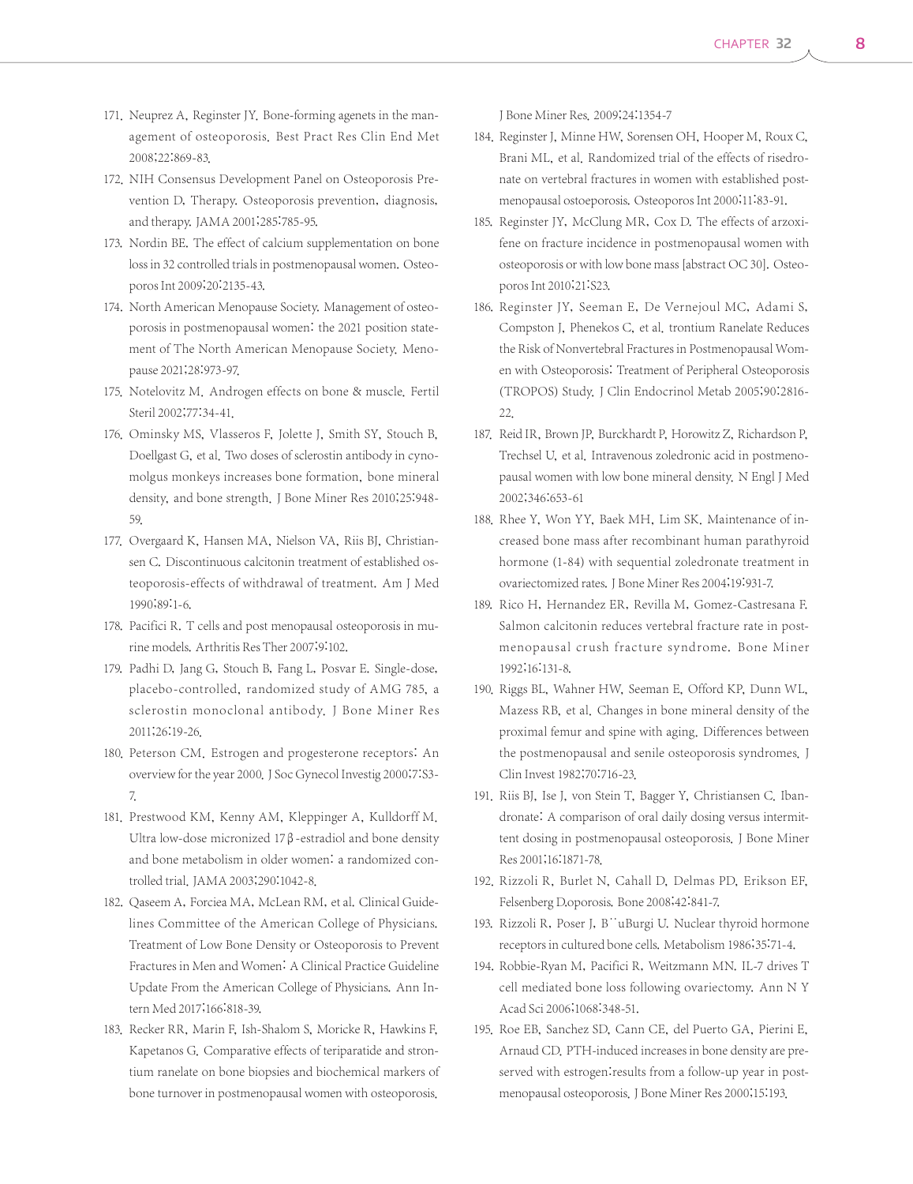171. Neuprez A, Reginster JY. Bone-forming agenets in the management of osteoporosis. Best Pract Res Clin End Met 2008;22:869-83.
172. NIH Consensus Development Panel on Osteoporosis Prevention D, Therapy. Osteoporosis prevention, diagnosis, and therapy. JAMA 2001;285:785-95.
173. Nordin BE. The effect of calcium supplementation on bone loss in 32 controlled trials in postmenopausal women. Osteoporos Int 2009;20:2135-43.
174. North American Menopause Society. Management of osteoporosis in postmenopausal women: the 2021 position statement of The North American Menopause Society. Menopause 2021;28:973-97.
175. Notelovitz M. Androgen effects on bone & muscle. Fertil Steril 2002;77:34-41.
176. Ominsky MS, Vlasseros F, Jolette J, Smith SY, Stouch B, Doellgast G, et al. Two doses of sclerostin antibody in cynomolgus monkeys increases bone formation, bone mineral density, and bone strength. J Bone Miner Res 2010;25:948-59.
177. Overgaard K, Hansen MA, Nielson VA, Riis BJ, Christiansen C. Discontinuous calcitonin treatment of established osteoporosis-effects of withdrawal of treatment. Am J Med 1990;89:1-6.
178. Pacifici R. T cells and post menopausal osteoporosis in murine models. Arthritis Res Ther 2007;9:102.
179. Padhi D, Jang G, Stouch B, Fang L, Posvar E. Single-dose, placebo-controlled, randomized study of AMG 785, a sclerostin monoclonal antibody. J Bone Miner Res 2011;26:19-26.
180. Peterson CM. Estrogen and progesterone receptors: An overview for the year 2000. J Soc Gynecol Investig 2000;7:S3-7.
181. Prestwood KM, Kenny AM, Kleppinger A, Kulldorff M. Ultra low-dose micronized 17β-estradiol and bone density and bone metabolism in older women: a randomized controlled trial. JAMA 2003;290:1042-8.
182. Qaseem A, Forciea MA, McLean RM, et al. Clinical Guidelines Committee of the American College of Physicians. Treatment of Low Bone Density or Osteoporosis to Prevent Fractures in Men and Women: A Clinical Practice Guideline Update From the American College of Physicians. Ann Intern Med 2017;166:818-39.
183. Recker RR, Marin F, Ish-Shalom S, Moricke R, Hawkins F, Kapetanos G. Comparative effects of teriparatide and strontium ranelate on bone biopsies and biochemical markers of bone turnover in postmenopausal women with osteoporosis. J Bone Miner Res. 2009;24:1354-7
184. Reginster J, Minne HW, Sorensen OH, Hooper M, Roux C, Brani ML, et al. Randomized trial of the effects of risedronate on vertebral fractures in women with established postmenopausal ostoeporosis. Osteoporos Int 2000;11:83-91.
185. Reginster JY, McClung MR, Cox D. The effects of arzoxifene on fracture incidence in postmenopausal women with osteoporosis or with low bone mass [abstract OC 30]. Osteoporos Int 2010;21:S23.
186. Reginster JY, Seeman E, De Vernejoul MC, Adami S, Compston J, Phenekos C, et al. trontium Ranelate Reduces the Risk of Nonvertebral Fractures in Postmenopausal Women with Osteoporosis: Treatment of Peripheral Osteoporosis (TROPOS) Study. J Clin Endocrinol Metab 2005;90:2816-22.
187. Reid IR, Brown JP, Burckhardt P, Horowitz Z, Richardson P, Trechsel U, et al. Intravenous zoledronic acid in postmenopausal women with low bone mineral density. N Engl J Med 2002;346:653-61
188. Rhee Y, Won YY, Baek MH, Lim SK. Maintenance of increased bone mass after recombinant human parathyroid hormone (1-84) with sequential zoledronate treatment in ovariectomized rates. J Bone Miner Res 2004;19:931-7.
189. Rico H, Hernandez ER, Revilla M, Gomez-Castresana F. Salmon calcitonin reduces vertebral fracture rate in postmenopausal crush fracture syndrome. Bone Miner 1992;16:131-8.
190. Riggs BL, Wahner HW, Seeman E, Offord KP, Dunn WL, Mazess RB, et al. Changes in bone mineral density of the proximal femur and spine with aging. Differences between the postmenopausal and senile osteoporosis syndromes. J Clin Invest 1982;70:716-23.
191. Riis BJ, Ise J, von Stein T, Bagger Y, Christiansen C. Ibandronate: A comparison of oral daily dosing versus intermittent dosing in postmenopausal osteoporosis. J Bone Miner Res 2001;16:1871-78.
192. Rizzoli R, Burlet N, Cahall D, Delmas PD, Erikson EF, Felsenberg D.oporosis. Bone 2008;42:841-7.
193. Rizzoli R, Poser J, B¨uBurgi U. Nuclear thyroid hormone receptors in cultured bone cells. Metabolism 1986;35:71-4.
194. Robbie-Ryan M, Pacifici R, Weitzmann MN. IL-7 drives T cell mediated bone loss following ovariectomy. Ann N Y Acad Sci 2006;1068:348-51.
195. Roe EB, Sanchez SD, Cann CE, del Puerto GA, Pierini E, Arnaud CD. PTH-induced increases in bone density are preserved with estrogen:results from a follow-up year in postmenopausal osteoporosis. J Bone Miner Res 2000;15:193.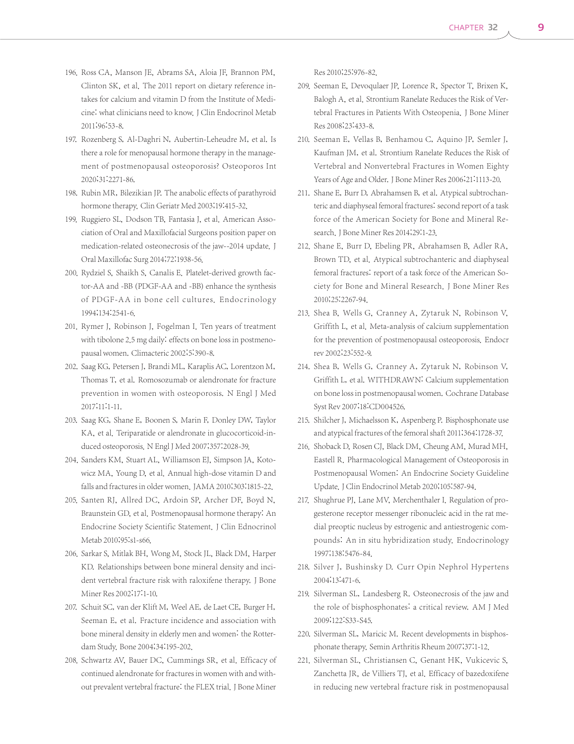196. Ross CA, Manson JE, Abrams SA, Aloia JF, Brannon PM, Clinton SK, et al. The 2011 report on dietary reference intakes for calcium and vitamin D from the Institute of Medicine: what clinicians need to know. J Clin Endocrinol Metab 2011;96:53-8.
197. Rozenberg S, Al-Daghri N, Aubertin-Leheudre M, et al. Is there a role for menopausal hormone therapy in the management of postmenopausal osteoporosis? Osteoporos Int 2020;31:2271-86.
198. Rubin MR, Bilezikian JP. The anabolic effects of parathyroid hormone therapy. Clin Geriatr Med 2003;19:415-32.
199. Ruggiero SL, Dodson TB, Fantasia J, et al. American Association of Oral and Maxillofacial Surgeons position paper on medication-related osteonecrosis of the jaw--2014 update. J Oral Maxillofac Surg 2014;72:1938-56.
200. Rydziel S, Shaikh S, Canalis E. Platelet-derived growth factor-AA and -BB (PDGF-AA and -BB) enhance the synthesis of PDGF-AA in bone cell cultures. Endocrinology 1994;134:2541-6.
201. Rymer J, Robinson J, Fogelman I. Ten years of treatment with tibolone 2.5 mg daily: effects on bone loss in postmenopausal women. Climacteric 2002;5:390-8.
202. Saag KG, Petersen J, Brandi ML, Karaplis AC, Lorentzon M, Thomas T, et al. Romosozumab or alendronate for fracture prevention in women with osteoporosis. N Engl J Med 2017;11:1-11.
203. Saag KG, Shane E, Boonen S, Marin F, Donley DW, Taylor KA, et al. Teriparatide or alendronate in glucocorticoid-induced osteoporosis. N Engl J Med 2007;357:2028-39.
204. Sanders KM, Stuart AL, Williamson EJ, Simpson JA, Kotowicz MA, Young D, et al. Annual high-dose vitamin D and falls and fractures in older women. JAMA 2010;303:1815-22.
205. Santen RJ, Allred DC, Ardoin SP, Archer DF, Boyd N, Braunstein GD, et al. Postmenopausal hormone therapy: An Endocrine Society Scientific Statement. J Clin Ednocrinol Metab 2010;95:s1-s66.
206. Sarkar S, Mitlak BH, Wong M, Stock JL, Black DM, Harper KD. Relationships between bone mineral density and incident vertebral fracture risk with raloxifene therapy. J Bone Miner Res 2002;17:1-10.
207. Schuit SC, van der Klift M, Weel AE, de Laet CE, Burger H, Seeman E, et al. Fracture incidence and association with bone mineral density in elderly men and women: the Rotterdam Study. Bone 2004;34:195-202.
208. Schwartz AV, Bauer DC, Cummings SR, et al. Efficacy of continued alendronate for fractures in women with and without prevalent vertebral fracture: the FLEX trial. J Bone Miner Res 2010;25:976-82.
209. Seeman E, Devoqulaer JP, Lorence R, Spector T, Brixen K, Balogh A, et al. Strontium Ranelate Reduces the Risk of Vertebral Fractures in Patients With Osteopenia. J Bone Miner Res 2008;23:433-8.
210. Seeman E, Vellas B, Benhamou C, Aquino JP, Semler J, Kaufman JM, et al. Strontium Ranelate Reduces the Risk of Vertebral and Nonvertebral Fractures in Women Eighty Years of Age and Older. J Bone Miner Res 2006;21:1113-20.
211. Shane E, Burr D, Abrahamsen B, et al. Atypical subtrochanteric and diaphyseal femoral fractures: second report of a task force of the American Society for Bone and Mineral Research. J Bone Miner Res 2014;29:1-23.
212. Shane E, Burr D, Ebeling PR, Abrahamsen B, Adler RA, Brown TD, et al. Atypical subtrochanteric and diaphyseal femoral fractures: report of a task force of the American Society for Bone and Mineral Research. J Bone Miner Res 2010;25:2267-94.
213. Shea B, Wells G, Cranney A, Zytaruk N, Robinson V, Griffith L, et al. Meta-analysis of calcium supplementation for the prevention of postmenopausal osteoporosis. Endocr rev 2002;23:552-9.
214. Shea B, Wells G, Cranney A, Zytaruk N, Robinson V, Griffith L, et al. WITHDRAWN: Calcium supplementation on bone loss in postmenopausal women. Cochrane Database Syst Rev 2007;18:CD004526.
215. Shilcher J, Michaelsson K, Aspenberg P. Bisphosphonate use and atypical fractures of the femoral shaft 2011;364:1728-37.
216. Shoback D, Rosen CJ, Black DM, Cheung AM, Murad MH, Eastell R. Pharmacological Management of Osteoporosis in Postmenopausal Women: An Endocrine Society Guideline Update. J Clin Endocrinol Metab 2020;105:587-94.
217. Shughrue PJ, Lane MV, Merchenthaler I. Regulation of progesterone receptor messenger ribonucleic acid in the rat medial preoptic nucleus by estrogenic and antiestrogenic compounds: An in situ hybridization study. Endocrinology 1997;138:5476-84.
218. Silver J, Bushinsky D. Curr Opin Nephrol Hypertens 2004;13:471-6.
219. Silverman SL, Landesberg R. Osteonecrosis of the jaw and the role of bisphosphonates: a critical review. AM J Med 2009;122:S33-S45.
220. Silverman SL, Maricic M. Recent developments in bisphosphonate therapy. Semin Arthritis Rheum 2007;37:1-12.
221. Silverman SL, Christiansen C, Genant HK, Vukicevic S, Zanchetta JR, de Villiers TJ, et al. Efficacy of bazedoxifene in reducing new vertebral fracture risk in postmenopausal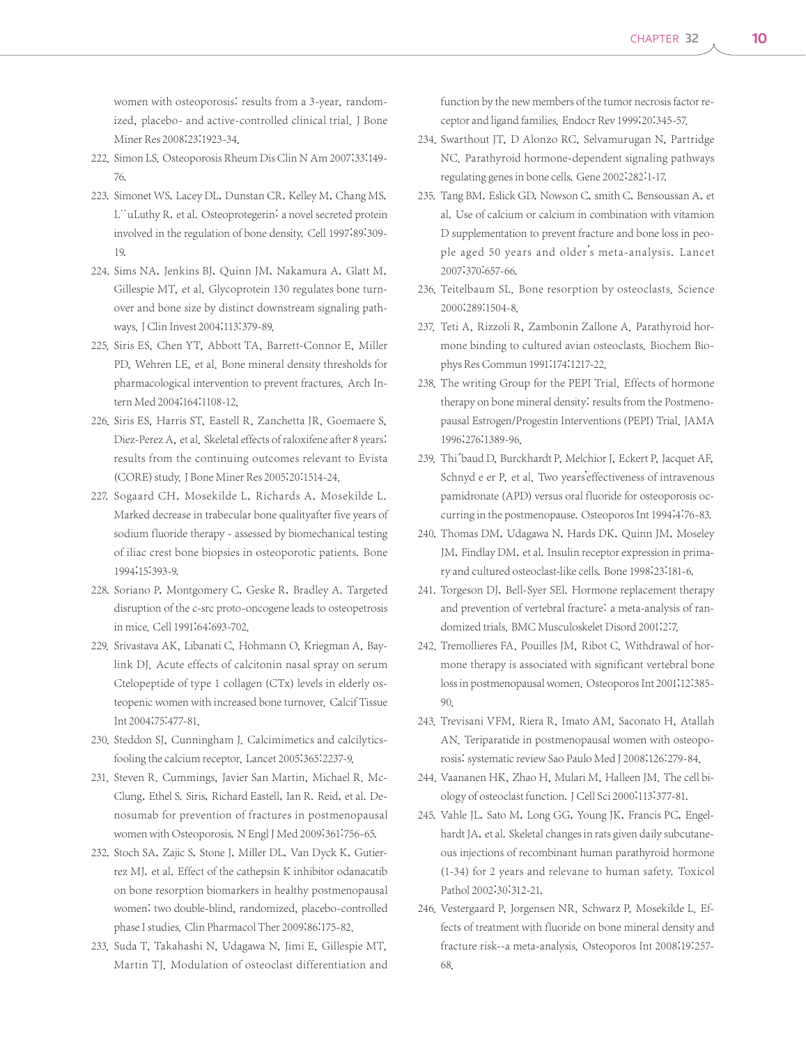women with osteoporosis: results from a 3-year, randomized, placebo- and active-controlled clinical trial. J Bone Miner Res 2008;23:1923-34.

222. Simon LS. Osteoporosis Rheum Dis Clin N Am 2007;33:149-76.
223. Simonet WS, Lacey DL, Dunstan CR, Kelley M, Chang MS, L¨uLuthy R, et al. Osteoprotegerin: a novel secreted protein involved in the regulation of bone density. Cell 1997;89:309-19.
224. Sims NA, Jenkins BJ, Quinn JM, Nakamura A, Glatt M, Gillespie MT, et al. Glycoprotein 130 regulates bone turnover and bone size by distinct downstream signaling pathways. J Clin Invest 2004;113:379-89.
225. Siris ES, Chen YT, Abbott TA, Barrett-Connor E, Miller PD, Wehren LE, et al. Bone mineral density thresholds for pharmacological intervention to prevent fractures. Arch Intern Med 2004;164:1108-12.
226. Siris ES, Harris ST, Eastell R, Zanchetta JR, Goemaere S, Diez-Perez A, et al. Skeletal effects of raloxifene after 8 years: results from the continuing outcomes relevant to Evista (CORE) study. J Bone Miner Res 2005;20:1514-24.
227. Sogaard CH, Mosekilde L, Richards A, Mosekilde L. Marked decrease in trabecular bone qualityafter five years of sodium fluoride therapy - assessed by biomechanical testing of iliac crest bone biopsies in osteoporotic patients. Bone 1994;15:393-9.
228. Soriano P, Montgomery C, Geske R, Bradley A. Targeted disruption of the c-src proto-oncogene leads to osteopetrosis in mice. Cell 1991;64:693-702.
229. Srivastava AK, Libanati C, Hohmann O, Kriegman A, Baylink DJ. Acute effects of calcitonin nasal spray on serum Ctelopeptide of type 1 collagen (CTx) levels in elderly osteopenic women with increased bone turnover. Calcif Tissue Int 2004;75:477-81.
230. Steddon SJ, Cunningham J. Calcimimetics and calcilytics-fooling the calcium receptor. Lancet 2005;365:2237-9.
231. Steven R. Cummings, Javier San Martin, Michael R. McClung, Ethel S. Siris, Richard Eastell, Ian R. Reid, et al. Denosumab for prevention of fractures in postmenopausal women with Osteoporosis. N Engl J Med 2009;361:756-65.
232. Stoch SA, Zajic S, Stone J, Miller DL, Van Dyck K, Gutierrez MJ, et al. Effect of the cathepsin K inhibitor odanacatib on bone resorption biomarkers in healthy postmenopausal women: two double-blind, randomized, placebo-controlled phase I studies. Clin Pharmacol Ther 2009;86:175-82.
233. Suda T, Takahashi N, Udagawa N, Jimi E, Gillespie MT, Martin TJ. Modulation of osteoclast differentiation and function by the new members of the tumor necrosis factor receptor and ligand families. Endocr Rev 1999;20:345-57.
234. Swarthout JT, D Alonzo RC, Selvamurugan N, Partridge NC. Parathyroid hormone-dependent signaling pathways regulating genes in bone cells. Gene 2002;282:1-17.
235. Tang BM, Eslick GD, Nowson C, smith C, Bensoussan A, et al. Use of calcium or calcium in combination with vitamion D supplementation to prevent fracture and bone loss in people aged 50 years and older's meta-analysis. Lancet 2007;370:657-66.
236. Teitelbaum SL. Bone resorption by osteoclasts. Science 2000;289:1504-8.
237. Teti A, Rizzoli R, Zambonin Zallone A. Parathyroid hormone binding to cultured avian osteoclasts. Biochem Biophys Res Commun 1991;174:1217-22.
238. The writing Group for the PEPI Trial. Effects of hormone therapy on bone mineral density: results from the Postmenopausal Estrogen/Progestin Interventions (PEPI) Trial. JAMA 1996;276:1389-96.
239. Thi´baud D, Burckhardt P, Melchior J, Eckert P, Jacquet AF, Schnyd e er P, et al. Two years'effectiveness of intravenous pamidronate (APD) versus oral fluoride for osteoporosis occurring in the postmenopause. Osteoporos Int 1994;4:76-83.
240. Thomas DM, Udagawa N, Hards DK, Quinn JM, Moseley JM, Findlay DM, et al. Insulin receptor expression in primary and cultured osteoclast-like cells. Bone 1998;23:181-6.
241. Torgeson DJ, Bell-Syer SEl. Hormone replacement therapy and prevention of vertebral fracture: a meta-analysis of randomized trials. BMC Musculoskelet Disord 2001;2:7.
242. Tremollieres FA, Pouilles JM, Ribot C. Withdrawal of hormone therapy is associated with significant vertebral bone loss in postmenopausal women. Osteoporos Int 2001;12:385-90.
243. Trevisani VFM, Riera R, Imato AM, Saconato H, Atallah AN. Teriparatide in postmenopausal women with osteoporosis: systematic review Sao Paulo Med J 2008;126:279-84.
244. Vaananen HK, Zhao H, Mulari M, Halleen JM. The cell biology of osteoclast function. J Cell Sci 2000;113:377-81.
245. Vahle JL, Sato M, Long GG, Young JK, Francis PC, Engelhardt JA, et al. Skeletal changes in rats given daily subcutaneous injections of recombinant human parathyroid hormone (1-34) for 2 years and relevane to human safety. Toxicol Pathol 2002;30:312-21.
246. Vestergaard P, Jorgensen NR, Schwarz P, Mosekilde L. Effects of treatment with fluoride on bone mineral density and fracture risk--a meta-analysis. Osteoporos Int 2008;19:257-68.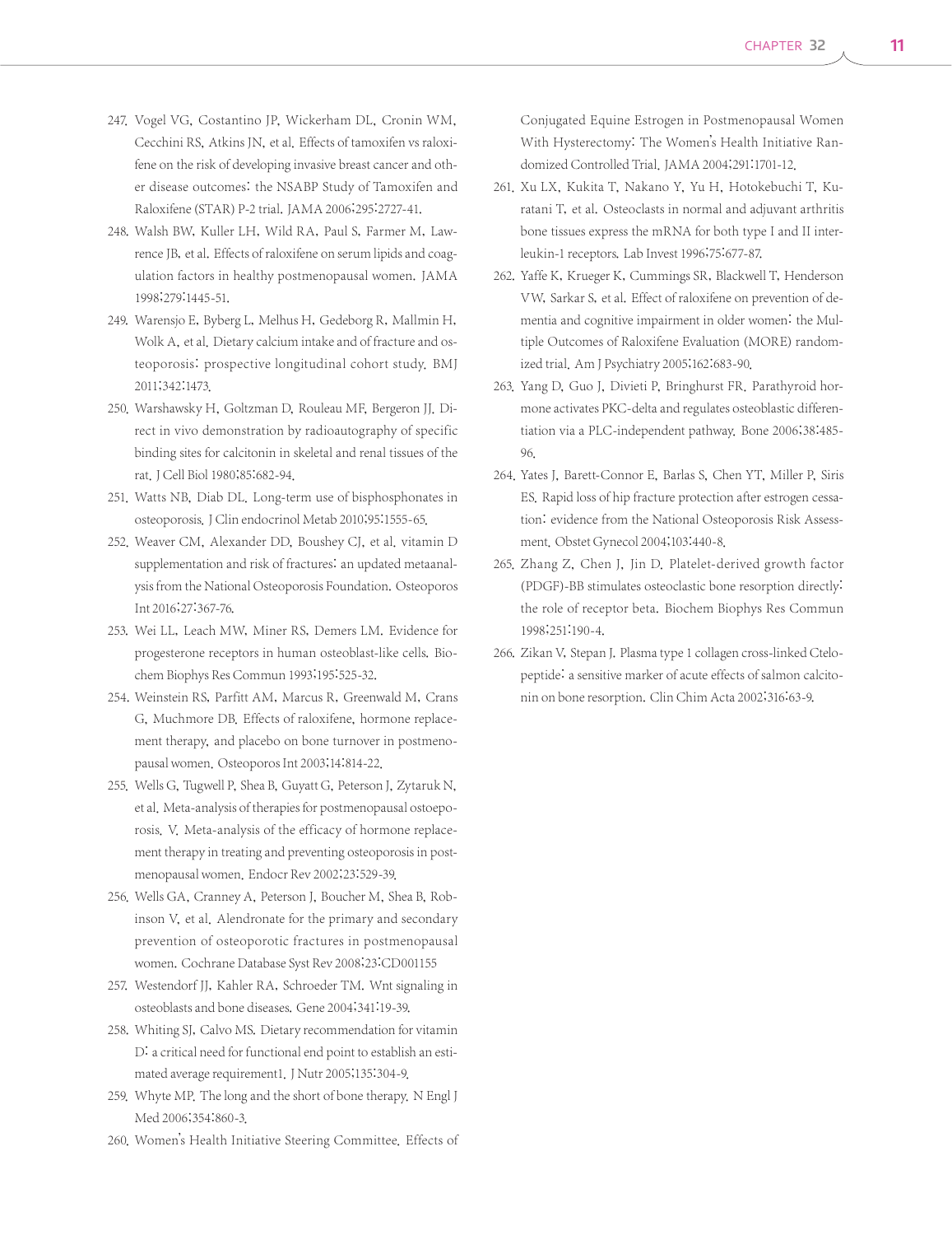247. Vogel VG, Costantino JP, Wickerham DL, Cronin WM, Cecchini RS, Atkins JN, et al. Effects of tamoxifen vs raloxifene on the risk of developing invasive breast cancer and other disease outcomes: the NSABP Study of Tamoxifen and Raloxifene (STAR) P-2 trial. JAMA 2006;295:2727-41.
248. Walsh BW, Kuller LH, Wild RA, Paul S, Farmer M, Lawrence JB, et al. Effects of raloxifene on serum lipids and coagulation factors in healthy postmenopausal women. JAMA 1998;279:1445-51.
249. Warensjo E, Byberg L, Melhus H, Gedeborg R, Mallmin H, Wolk A, et al. Dietary calcium intake and of fracture and osteoporosis: prospective longitudinal cohort study. BMJ 2011;342:1473.
250. Warshawsky H, Goltzman D, Rouleau MF, Bergeron JJ. Direct in vivo demonstration by radioautography of specific binding sites for calcitonin in skeletal and renal tissues of the rat. J Cell Biol 1980;85:682-94.
251. Watts NB, Diab DL. Long-term use of bisphosphonates in osteoporosis. J Clin endocrinol Metab 2010;95:1555-65.
252. Weaver CM, Alexander DD, Boushey CJ, et al. vitamin D supplementation and risk of fractures: an updated metaanalysis from the National Osteoporosis Foundation. Osteoporos Int 2016;27:367-76.
253. Wei LL, Leach MW, Miner RS, Demers LM. Evidence for progesterone receptors in human osteoblast-like cells. Biochem Biophys Res Commun 1993;195:525-32.
254. Weinstein RS, Parfitt AM, Marcus R, Greenwald M, Crans G, Muchmore DB. Effects of raloxifene, hormone replacement therapy, and placebo on bone turnover in postmenopausal women. Osteoporos Int 2003;14:814-22.
255. Wells G, Tugwell P, Shea B, Guyatt G, Peterson J, Zytaruk N, et al. Meta-analysis of therapies for postmenopausal ostoeporosis. V. Meta-analysis of the efficacy of hormone replacement therapy in treating and preventing osteoporosis in postmenopausal women. Endocr Rev 2002;23:529-39.
256. Wells GA, Cranney A, Peterson J, Boucher M, Shea B, Robinson V, et al. Alendronate for the primary and secondary prevention of osteoporotic fractures in postmenopausal women. Cochrane Database Syst Rev 2008;23:CD001155
257. Westendorf JJ, Kahler RA, Schroeder TM. Wnt signaling in osteoblasts and bone diseases. Gene 2004;341:19-39.
258. Whiting SJ, Calvo MS. Dietary recommendation for vitamin D: a critical need for functional end point to establish an estimated average requirement1. J Nutr 2005;135:304-9.
259. Whyte MP. The long and the short of bone therapy. N Engl J Med 2006;354:860-3.
260. Women's Health Initiative Steering Committee. Effects of Conjugated Equine Estrogen in Postmenopausal Women With Hysterectomy: The Women's Health Initiative Randomized Controlled Trial. JAMA 2004;291:1701-12.
261. Xu LX, Kukita T, Nakano Y, Yu H, Hotokebuchi T, Kuratani T, et al. Osteoclasts in normal and adjuvant arthritis bone tissues express the mRNA for both type I and II interleukin-1 receptors. Lab Invest 1996;75:677-87.
262. Yaffe K, Krueger K, Cummings SR, Blackwell T, Henderson VW, Sarkar S, et al. Effect of raloxifene on prevention of dementia and cognitive impairment in older women: the Multiple Outcomes of Raloxifene Evaluation (MORE) randomized trial. Am J Psychiatry 2005;162:683-90.
263. Yang D, Guo J, Divieti P, Bringhurst FR. Parathyroid hormone activates PKC-delta and regulates osteoblastic differentiation via a PLC-independent pathway. Bone 2006;38:485-96.
264. Yates J, Barett-Connor E, Barlas S, Chen YT, Miller P, Siris ES. Rapid loss of hip fracture protection after estrogen cessation: evidence from the National Osteoporosis Risk Assessment. Obstet Gynecol 2004;103:440-8.
265. Zhang Z, Chen J, Jin D. Platelet-derived growth factor (PDGF)-BB stimulates osteoclastic bone resorption directly: the role of receptor beta. Biochem Biophys Res Commun 1998;251:190-4.
266. Zikan V, Stepan J. Plasma type 1 collagen cross-linked Ctelopeptide: a sensitive marker of acute effects of salmon calcitonin on bone resorption. Clin Chim Acta 2002;316:63-9.